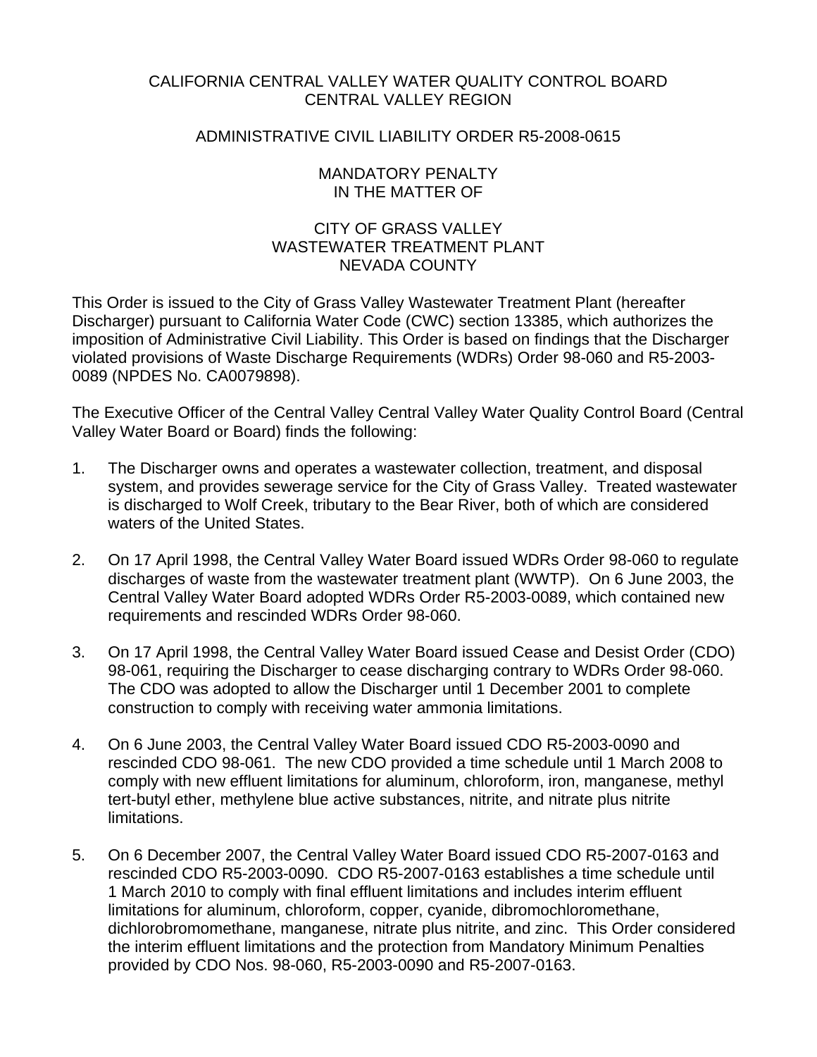CALIFORNIA CENTRAL VALLEY WATER QUALITY CONTROL BOARD
CENTRAL VALLEY REGION

ADMINISTRATIVE CIVIL LIABILITY ORDER R5-2008-0615

MANDATORY PENALTY
IN THE MATTER OF

CITY OF GRASS VALLEY
WASTEWATER TREATMENT PLANT
NEVADA COUNTY

This Order is issued to the City of Grass Valley Wastewater Treatment Plant (hereafter Discharger) pursuant to California Water Code (CWC) section 13385, which authorizes the imposition of Administrative Civil Liability. This Order is based on findings that the Discharger violated provisions of Waste Discharge Requirements (WDRs) Order 98-060 and R5-2003-0089 (NPDES No. CA0079898).

The Executive Officer of the Central Valley Central Valley Water Quality Control Board (Central Valley Water Board or Board) finds the following:

1. The Discharger owns and operates a wastewater collection, treatment, and disposal system, and provides sewerage service for the City of Grass Valley. Treated wastewater is discharged to Wolf Creek, tributary to the Bear River, both of which are considered waters of the United States.

2. On 17 April 1998, the Central Valley Water Board issued WDRs Order 98-060 to regulate discharges of waste from the wastewater treatment plant (WWTP). On 6 June 2003, the Central Valley Water Board adopted WDRs Order R5-2003-0089, which contained new requirements and rescinded WDRs Order 98-060.

3. On 17 April 1998, the Central Valley Water Board issued Cease and Desist Order (CDO) 98-061, requiring the Discharger to cease discharging contrary to WDRs Order 98-060. The CDO was adopted to allow the Discharger until 1 December 2001 to complete construction to comply with receiving water ammonia limitations.

4. On 6 June 2003, the Central Valley Water Board issued CDO R5-2003-0090 and rescinded CDO 98-061. The new CDO provided a time schedule until 1 March 2008 to comply with new effluent limitations for aluminum, chloroform, iron, manganese, methyl tert-butyl ether, methylene blue active substances, nitrite, and nitrate plus nitrite limitations.

5. On 6 December 2007, the Central Valley Water Board issued CDO R5-2007-0163 and rescinded CDO R5-2003-0090. CDO R5-2007-0163 establishes a time schedule until 1 March 2010 to comply with final effluent limitations and includes interim effluent limitations for aluminum, chloroform, copper, cyanide, dibromochloromethane, dichlorobromomethane, manganese, nitrate plus nitrite, and zinc. This Order considered the interim effluent limitations and the protection from Mandatory Minimum Penalties provided by CDO Nos. 98-060, R5-2003-0090 and R5-2007-0163.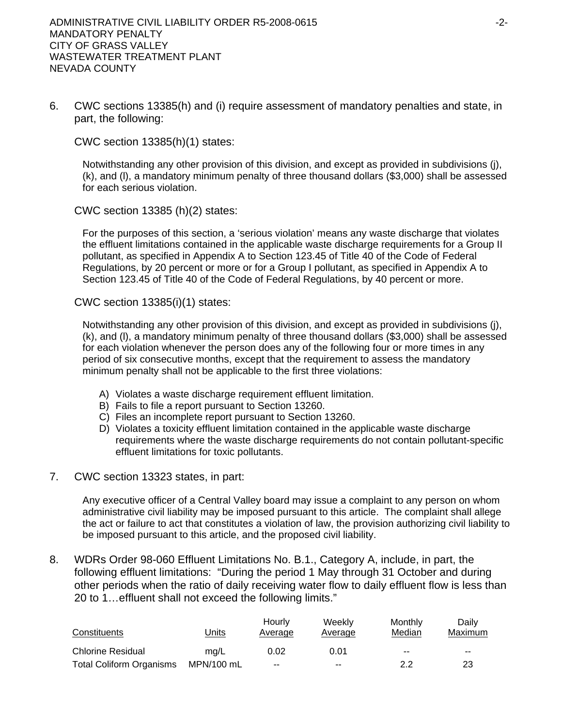6. CWC sections 13385(h) and (i) require assessment of mandatory penalties and state, in part, the following:

   CWC section 13385(h)(1) states:

   > Notwithstanding any other provision of this division, and except as provided in subdivisions (j), (k), and (l), a mandatory minimum penalty of three thousand dollars ($3,000) shall be assessed for each serious violation.

   CWC section 13385 (h)(2) states:

   > For the purposes of this section, a 'serious violation' means any waste discharge that violates the effluent limitations contained in the applicable waste discharge requirements for a Group II pollutant, as specified in Appendix A to Section 123.45 of Title 40 of the Code of Federal Regulations, by 20 percent or more or for a Group I pollutant, as specified in Appendix A to Section 123.45 of Title 40 of the Code of Federal Regulations, by 40 percent or more.

   CWC section 13385(i)(1) states:

   > Notwithstanding any other provision of this division, and except as provided in subdivisions (j), (k), and (l), a mandatory minimum penalty of three thousand dollars ($3,000) shall be assessed for each violation whenever the person does any of the following four or more times in any period of six consecutive months, except that the requirement to assess the mandatory minimum penalty shall not be applicable to the first three violations:
   >
   > A) Violates a waste discharge requirement effluent limitation.
   > B) Fails to file a report pursuant to Section 13260.
   > C) Files an incomplete report pursuant to Section 13260.
   > D) Violates a toxicity effluent limitation contained in the applicable waste discharge requirements where the waste discharge requirements do not contain pollutant-specific effluent limitations for toxic pollutants.

7. CWC section 13323 states, in part:

   > Any executive officer of a Central Valley board may issue a complaint to any person on whom administrative civil liability may be imposed pursuant to this article. The complaint shall allege the act or failure to act that constitutes a violation of law, the provision authorizing civil liability to be imposed pursuant to this article, and the proposed civil liability.

8. WDRs Order 98-060 Effluent Limitations No. B.1., Category A, include, in part, the following effluent limitations: "During the period 1 May through 31 October and during other periods when the ratio of daily receiving water flow to daily effluent flow is less than 20 to 1…effluent shall not exceed the following limits."

| Constituents | Units | Hourly Average | Weekly Average | Monthly Median | Daily Maximum |
|---|---|---|---|---|---|
| Chlorine Residual | mg/L | 0.02 | 0.01 | -- | -- |
| Total Coliform Organisms | MPN/100 mL | -- | -- | 2.2 | 23 |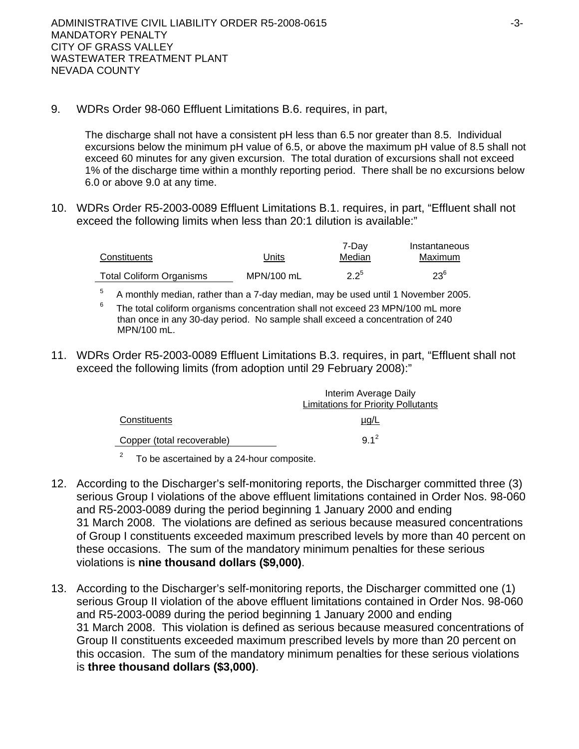9. WDRs Order 98-060 Effluent Limitations B.6. requires, in part,

   The discharge shall not have a consistent pH less than 6.5 nor greater than 8.5. Individual excursions below the minimum pH value of 6.5, or above the maximum pH value of 8.5 shall not exceed 60 minutes for any given excursion. The total duration of excursions shall not exceed 1% of the discharge time within a monthly reporting period. There shall be no excursions below 6.0 or above 9.0 at any time.

10. WDRs Order R5-2003-0089 Effluent Limitations B.1. requires, in part, "Effluent shall not exceed the following limits when less than 20:1 dilution is available:"

| Constituents | Units | 7-Day Median | Instantaneous Maximum |
|---|---|---|---|
| Total Coliform Organisms | MPN/100 mL | 2.2[5] | 23[6] |

[5] A monthly median, rather than a 7-day median, may be used until 1 November 2005.

[6] The total coliform organisms concentration shall not exceed 23 MPN/100 mL more than once in any 30-day period. No sample shall exceed a concentration of 240 MPN/100 mL.

11. WDRs Order R5-2003-0089 Effluent Limitations B.3. requires, in part, "Effluent shall not exceed the following limits (from adoption until 29 February 2008):"

| | Interim Average Daily Limitations for Priority Pollutants |
|---|---|
| Constituents | µg/L |
| Copper (total recoverable) | 9.1[2] |

[2] To be ascertained by a 24-hour composite.

12. According to the Discharger's self-monitoring reports, the Discharger committed three (3) serious Group I violations of the above effluent limitations contained in Order Nos. 98-060 and R5-2003-0089 during the period beginning 1 January 2000 and ending 31 March 2008. The violations are defined as serious because measured concentrations of Group I constituents exceeded maximum prescribed levels by more than 40 percent on these occasions. The sum of the mandatory minimum penalties for these serious violations is **nine thousand dollars ($9,000)**.

13. According to the Discharger's self-monitoring reports, the Discharger committed one (1) serious Group II violation of the above effluent limitations contained in Order Nos. 98-060 and R5-2003-0089 during the period beginning 1 January 2000 and ending 31 March 2008. This violation is defined as serious because measured concentrations of Group II constituents exceeded maximum prescribed levels by more than 20 percent on this occasion. The sum of the mandatory minimum penalties for these serious violations is **three thousand dollars ($3,000)**.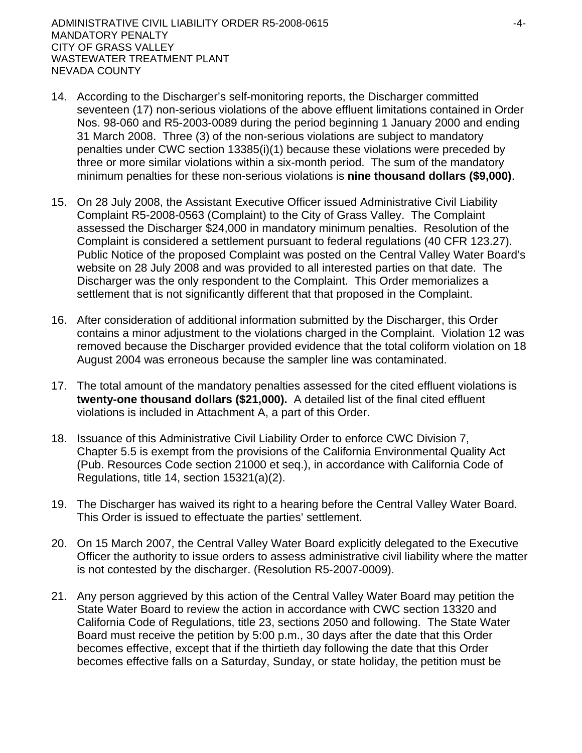14. According to the Discharger's self-monitoring reports, the Discharger committed seventeen (17) non-serious violations of the above effluent limitations contained in Order Nos. 98-060 and R5-2003-0089 during the period beginning 1 January 2000 and ending 31 March 2008. Three (3) of the non-serious violations are subject to mandatory penalties under CWC section 13385(i)(1) because these violations were preceded by three or more similar violations within a six-month period. The sum of the mandatory minimum penalties for these non-serious violations is **nine thousand dollars ($9,000)**.

15. On 28 July 2008, the Assistant Executive Officer issued Administrative Civil Liability Complaint R5-2008-0563 (Complaint) to the City of Grass Valley. The Complaint assessed the Discharger $24,000 in mandatory minimum penalties. Resolution of the Complaint is considered a settlement pursuant to federal regulations (40 CFR 123.27). Public Notice of the proposed Complaint was posted on the Central Valley Water Board's website on 28 July 2008 and was provided to all interested parties on that date. The Discharger was the only respondent to the Complaint. This Order memorializes a settlement that is not significantly different that that proposed in the Complaint.

16. After consideration of additional information submitted by the Discharger, this Order contains a minor adjustment to the violations charged in the Complaint. Violation 12 was removed because the Discharger provided evidence that the total coliform violation on 18 August 2004 was erroneous because the sampler line was contaminated.

17. The total amount of the mandatory penalties assessed for the cited effluent violations is **twenty-one thousand dollars ($21,000).** A detailed list of the final cited effluent violations is included in Attachment A, a part of this Order.

18. Issuance of this Administrative Civil Liability Order to enforce CWC Division 7, Chapter 5.5 is exempt from the provisions of the California Environmental Quality Act (Pub. Resources Code section 21000 et seq.), in accordance with California Code of Regulations, title 14, section 15321(a)(2).

19. The Discharger has waived its right to a hearing before the Central Valley Water Board. This Order is issued to effectuate the parties' settlement.

20. On 15 March 2007, the Central Valley Water Board explicitly delegated to the Executive Officer the authority to issue orders to assess administrative civil liability where the matter is not contested by the discharger. (Resolution R5-2007-0009).

21. Any person aggrieved by this action of the Central Valley Water Board may petition the State Water Board to review the action in accordance with CWC section 13320 and California Code of Regulations, title 23, sections 2050 and following. The State Water Board must receive the petition by 5:00 p.m., 30 days after the date that this Order becomes effective, except that if the thirtieth day following the date that this Order becomes effective falls on a Saturday, Sunday, or state holiday, the petition must be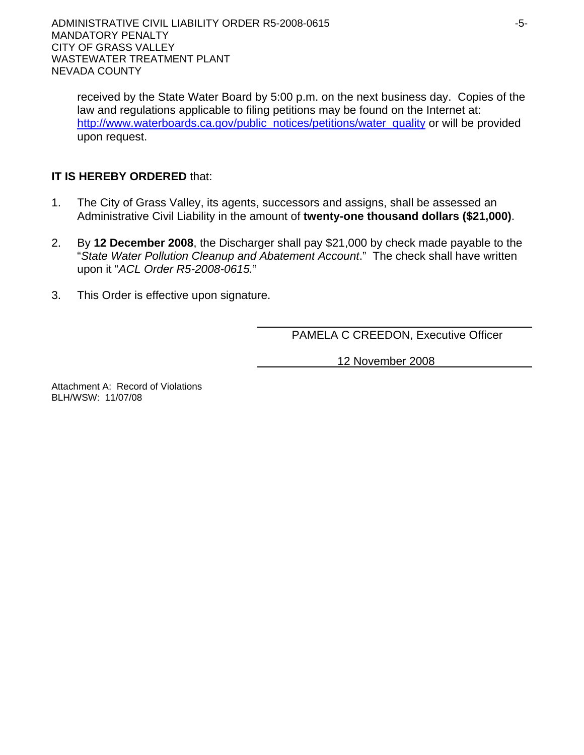received by the State Water Board by 5:00 p.m. on the next business day. Copies of the law and regulations applicable to filing petitions may be found on the Internet at: http://www.waterboards.ca.gov/public_notices/petitions/water_quality or will be provided upon request.

**IT IS HEREBY ORDERED** that:

1. The City of Grass Valley, its agents, successors and assigns, shall be assessed an Administrative Civil Liability in the amount of **twenty-one thousand dollars ($21,000)**.

2. By **12 December 2008**, the Discharger shall pay $21,000 by check made payable to the "*State Water Pollution Cleanup and Abatement Account*." The check shall have written upon it "*ACL Order R5-2008-0615.*"

3. This Order is effective upon signature.

PAMELA C CREEDON, Executive Officer

12 November 2008

Attachment A: Record of Violations
BLH/WSW: 11/07/08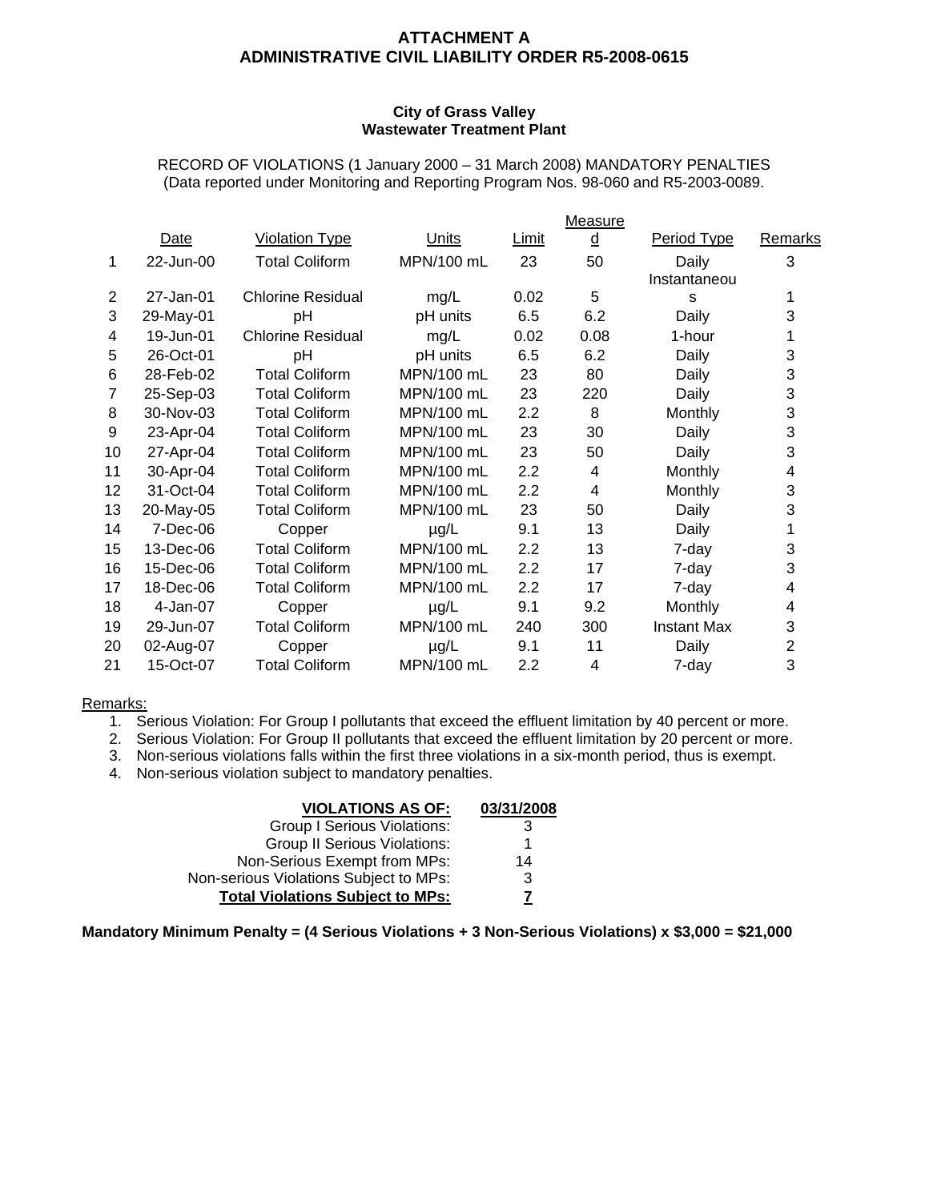**ATTACHMENT A**
**ADMINISTRATIVE CIVIL LIABILITY ORDER R5-2008-0615**

**City of Grass Valley**
**Wastewater Treatment Plant**

RECORD OF VIOLATIONS (1 January 2000 – 31 March 2008) MANDATORY PENALTIES
(Data reported under Monitoring and Reporting Program Nos. 98-060 and R5-2003-0089.

| | Date | Violation Type | Units | Limit | Measured | Period Type | Remarks |
|---|---|---|---|---|---|---|---|
| 1 | 22-Jun-00 | Total Coliform | MPN/100 mL | 23 | 50 | Daily | 3 |
| 2 | 27-Jan-01 | Chlorine Residual | mg/L | 0.02 | 5 | Instantaneous | 1 |
| 3 | 29-May-01 | pH | pH units | 6.5 | 6.2 | Daily | 3 |
| 4 | 19-Jun-01 | Chlorine Residual | mg/L | 0.02 | 0.08 | 1-hour | 1 |
| 5 | 26-Oct-01 | pH | pH units | 6.5 | 6.2 | Daily | 3 |
| 6 | 28-Feb-02 | Total Coliform | MPN/100 mL | 23 | 80 | Daily | 3 |
| 7 | 25-Sep-03 | Total Coliform | MPN/100 mL | 23 | 220 | Daily | 3 |
| 8 | 30-Nov-03 | Total Coliform | MPN/100 mL | 2.2 | 8 | Monthly | 3 |
| 9 | 23-Apr-04 | Total Coliform | MPN/100 mL | 23 | 30 | Daily | 3 |
| 10 | 27-Apr-04 | Total Coliform | MPN/100 mL | 23 | 50 | Daily | 3 |
| 11 | 30-Apr-04 | Total Coliform | MPN/100 mL | 2.2 | 4 | Monthly | 4 |
| 12 | 31-Oct-04 | Total Coliform | MPN/100 mL | 2.2 | 4 | Monthly | 3 |
| 13 | 20-May-05 | Total Coliform | MPN/100 mL | 23 | 50 | Daily | 3 |
| 14 | 7-Dec-06 | Copper | µg/L | 9.1 | 13 | Daily | 1 |
| 15 | 13-Dec-06 | Total Coliform | MPN/100 mL | 2.2 | 13 | 7-day | 3 |
| 16 | 15-Dec-06 | Total Coliform | MPN/100 mL | 2.2 | 17 | 7-day | 3 |
| 17 | 18-Dec-06 | Total Coliform | MPN/100 mL | 2.2 | 17 | 7-day | 4 |
| 18 | 4-Jan-07 | Copper | µg/L | 9.1 | 9.2 | Monthly | 4 |
| 19 | 29-Jun-07 | Total Coliform | MPN/100 mL | 240 | 300 | Instant Max | 3 |
| 20 | 02-Aug-07 | Copper | µg/L | 9.1 | 11 | Daily | 2 |
| 21 | 15-Oct-07 | Total Coliform | MPN/100 mL | 2.2 | 4 | 7-day | 3 |

Remarks:

1. Serious Violation: For Group I pollutants that exceed the effluent limitation by 40 percent or more.
2. Serious Violation: For Group II pollutants that exceed the effluent limitation by 20 percent or more.
3. Non-serious violations falls within the first three violations in a six-month period, thus is exempt.
4. Non-serious violation subject to mandatory penalties.

| **VIOLATIONS AS OF:** | **03/31/2008** |
|---|---|
| Group I Serious Violations: | 3 |
| Group II Serious Violations: | 1 |
| Non-Serious Exempt from MPs: | 14 |
| Non-serious Violations Subject to MPs: | 3 |
| **Total Violations Subject to MPs:** | **7** |

**Mandatory Minimum Penalty = (4 Serious Violations + 3 Non-Serious Violations) x $3,000 = $21,000**